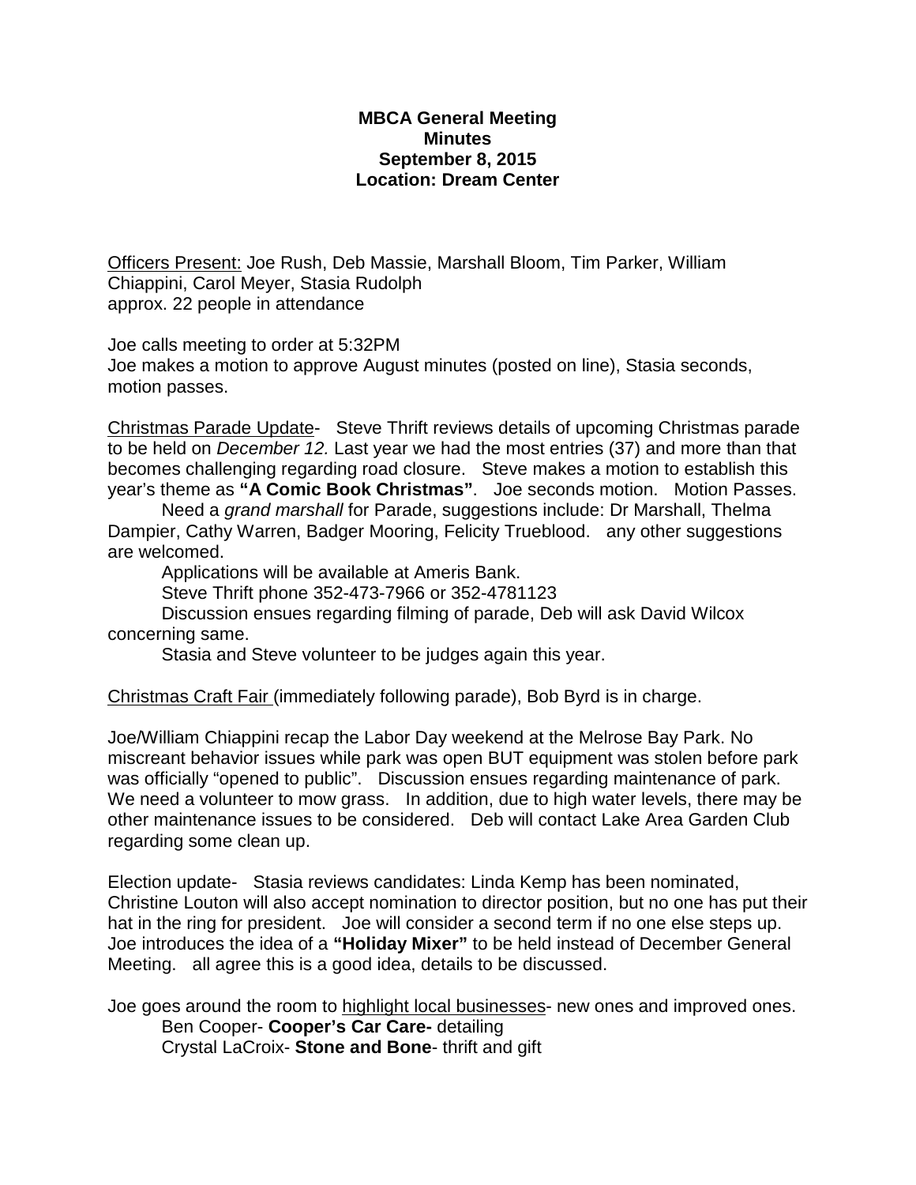**MBCA General Meeting**
**Minutes**
**September 8, 2015**
**Location: Dream Center**

Officers Present: Joe Rush, Deb Massie, Marshall Bloom, Tim Parker, William Chiappini, Carol Meyer, Stasia Rudolph
approx. 22 people in attendance

Joe calls meeting to order at 5:32PM
Joe makes a motion to approve August minutes (posted on line), Stasia seconds, motion passes.

Christmas Parade Update- Steve Thrift reviews details of upcoming Christmas parade to be held on *December 12.* Last year we had the most entries (37) and more than that becomes challenging regarding road closure. Steve makes a motion to establish this year's theme as **"A Comic Book Christmas"**. Joe seconds motion. Motion Passes.

Need a *grand marshall* for Parade, suggestions include: Dr Marshall, Thelma Dampier, Cathy Warren, Badger Mooring, Felicity Trueblood. any other suggestions are welcomed.

Applications will be available at Ameris Bank.

Steve Thrift phone 352-473-7966 or 352-4781123

Discussion ensues regarding filming of parade, Deb will ask David Wilcox concerning same.

Stasia and Steve volunteer to be judges again this year.

Christmas Craft Fair (immediately following parade), Bob Byrd is in charge.

Joe/William Chiappini recap the Labor Day weekend at the Melrose Bay Park. No miscreant behavior issues while park was open BUT equipment was stolen before park was officially "opened to public". Discussion ensues regarding maintenance of park. We need a volunteer to mow grass. In addition, due to high water levels, there may be other maintenance issues to be considered. Deb will contact Lake Area Garden Club regarding some clean up.

Election update- Stasia reviews candidates: Linda Kemp has been nominated, Christine Louton will also accept nomination to director position, but no one has put their hat in the ring for president. Joe will consider a second term if no one else steps up. Joe introduces the idea of a **"Holiday Mixer"** to be held instead of December General Meeting. all agree this is a good idea, details to be discussed.

Joe goes around the room to highlight local businesses- new ones and improved ones.

Ben Cooper- **Cooper's Car Care-** detailing
Crystal LaCroix- **Stone and Bone**- thrift and gift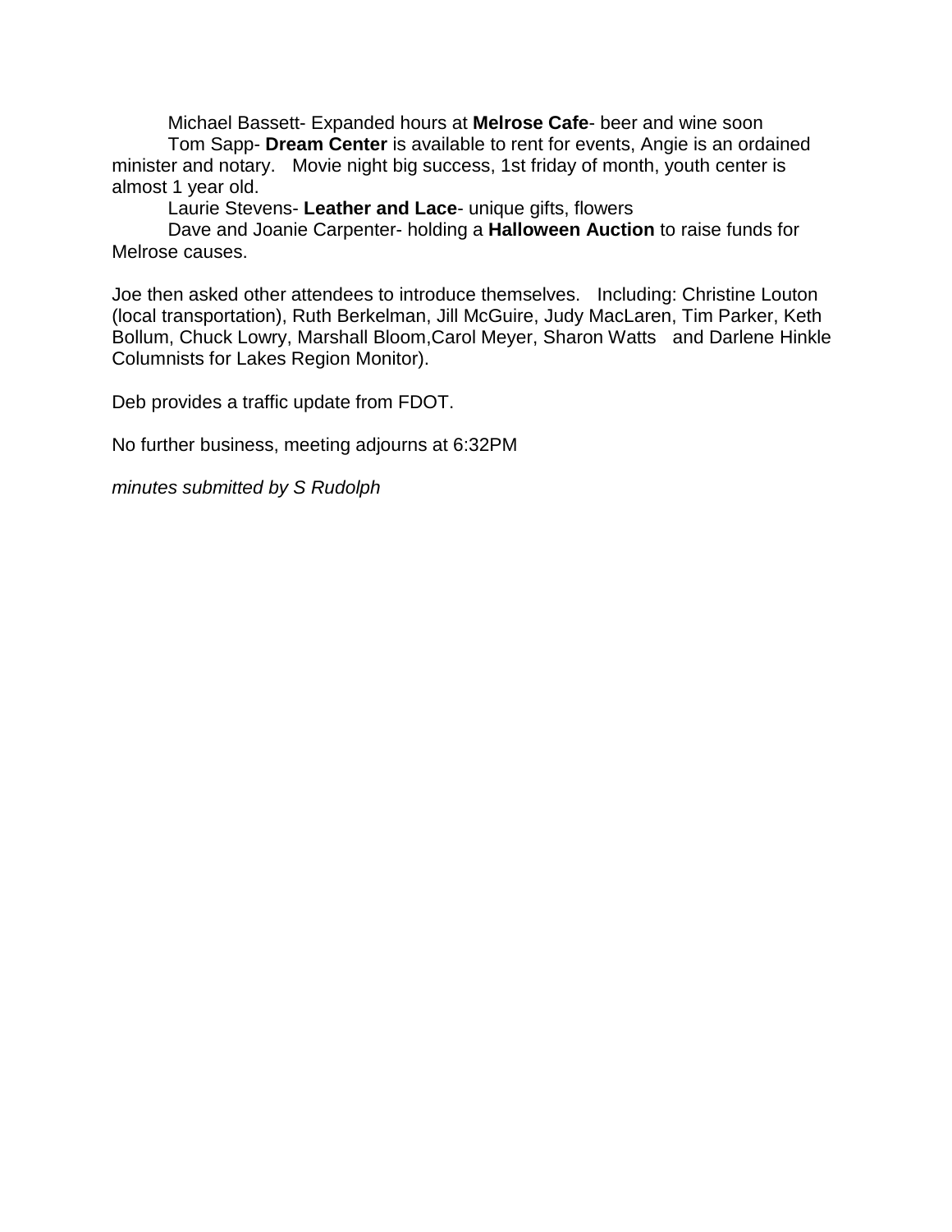Michael Bassett- Expanded hours at **Melrose Cafe**- beer and wine soon

Tom Sapp- **Dream Center** is available to rent for events, Angie is an ordained minister and notary. Movie night big success, 1st friday of month, youth center is almost 1 year old.

Laurie Stevens- **Leather and Lace**- unique gifts, flowers

Dave and Joanie Carpenter- holding a **Halloween Auction** to raise funds for Melrose causes.

Joe then asked other attendees to introduce themselves. Including: Christine Louton (local transportation), Ruth Berkelman, Jill McGuire, Judy MacLaren, Tim Parker, Keth Bollum, Chuck Lowry, Marshall Bloom,Carol Meyer, Sharon Watts and Darlene Hinkle Columnists for Lakes Region Monitor).

Deb provides a traffic update from FDOT.

No further business, meeting adjourns at 6:32PM

*minutes submitted by S Rudolph*